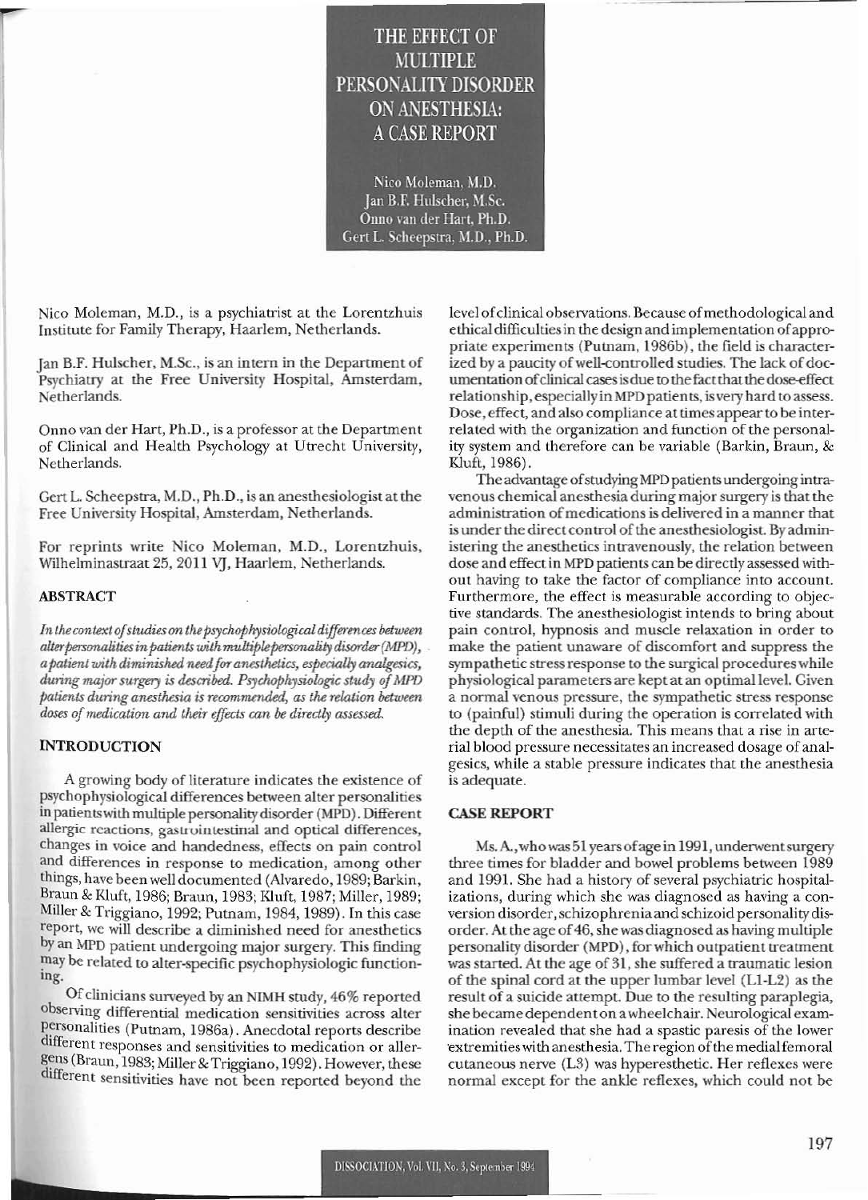# THE EFFECT OF MULTIPLE PERSONALITY DISORDER ON ANESTHESIA: A CASE REPORT

Nico Moleman, M.D.
Jan B.F. Hulscher, M.Sc.
Onno van der Hart, Ph.D.
Gert L. Scheepstra, M.D., Ph.D.

Nico Moleman, M.D., is a psychiatrist at the Lorentzhuis Institute for Family Therapy, Haarlem, Netherlands.

Jan B.F. Hulscher, M.Sc., is an intern in the Department of Psychiatry at the Free University Hospital, Amsterdam, Netherlands.

Onno van der Hart, Ph.D., is a professor at the Department of Clinical and Health Psychology at Utrecht University, Netherlands.

Gert L. Scheepstra, M.D., Ph.D., is an anesthesiologist at the Free University Hospital, Amsterdam, Netherlands.

For reprints write Nico Moleman, M.D., Lorentzhuis, Wilhelminastraat 25, 2011 VJ, Haarlem, Netherlands.

## ABSTRACT

*In the context of studies on the psychophysiological differences between alter personalities in patients with multiple personality disorder (MPD), a patient with diminished need for anesthetics, especially analgesics, during major surgery is described. Psychophysiologic study of MPD patients during anesthesia is recommended, as the relation between doses of medication and their effects can be directly assessed.*

## INTRODUCTION

A growing body of literature indicates the existence of psychophysiological differences between alter personalities in patients with multiple personality disorder (MPD). Different allergic reactions, gastrointestinal and optical differences, changes in voice and handedness, effects on pain control and differences in response to medication, among other things, have been well documented (Alvaredo, 1989; Barkin, Braun & Kluft, 1986; Braun, 1983; Kluft, 1987; Miller, 1989; Miller & Triggiano, 1992; Putnam, 1984, 1989). In this case report, we will describe a diminished need for anesthetics by an MPD patient undergoing major surgery. This finding may be related to alter-specific psychophysiologic functioning.

Of clinicians surveyed by an NIMH study, 46% reported observing differential medication sensitivities across alter personalities (Putnam, 1986a). Anecdotal reports describe different responses and sensitivities to medication or allergens (Braun, 1983; Miller & Triggiano, 1992). However, these different sensitivities have not been reported beyond the level of clinical observations. Because of methodological and ethical difficulties in the design and implementation of appropriate experiments (Putnam, 1986b), the field is characterized by a paucity of well-controlled studies. The lack of documentation of clinical cases is due to the fact that the dose-effect relationship, especially in MPD patients, is very hard to assess. Dose, effect, and also compliance at times appear to be interrelated with the organization and function of the personality system and therefore can be variable (Barkin, Braun, & Kluft, 1986).

The advantage of studying MPD patients undergoing intravenous chemical anesthesia during major surgery is that the administration of medications is delivered in a manner that is under the direct control of the anesthesiologist. By administering the anesthetics intravenously, the relation between dose and effect in MPD patients can be directly assessed without having to take the factor of compliance into account. Furthermore, the effect is measurable according to objective standards. The anesthesiologist intends to bring about pain control, hypnosis and muscle relaxation in order to make the patient unaware of discomfort and suppress the sympathetic stress response to the surgical procedures while physiological parameters are kept at an optimal level. Given a normal venous pressure, the sympathetic stress response to (painful) stimuli during the operation is correlated with the depth of the anesthesia. This means that a rise in arterial blood pressure necessitates an increased dosage of analgesics, while a stable pressure indicates that the anesthesia is adequate.

## CASE REPORT

Ms. A., who was 51 years of age in 1991, underwent surgery three times for bladder and bowel problems between 1989 and 1991. She had a history of several psychiatric hospitalizations, during which she was diagnosed as having a conversion disorder, schizophrenia and schizoid personality disorder. At the age of 46, she was diagnosed as having multiple personality disorder (MPD), for which outpatient treatment was started. At the age of 31, she suffered a traumatic lesion of the spinal cord at the upper lumbar level (L1-L2) as the result of a suicide attempt. Due to the resulting paraplegia, she became dependent on a wheelchair. Neurological examination revealed that she had a spastic paresis of the lower extremities with anesthesia. The region of the medial femoral cutaneous nerve (L3) was hyperesthetic. Her reflexes were normal except for the ankle reflexes, which could not be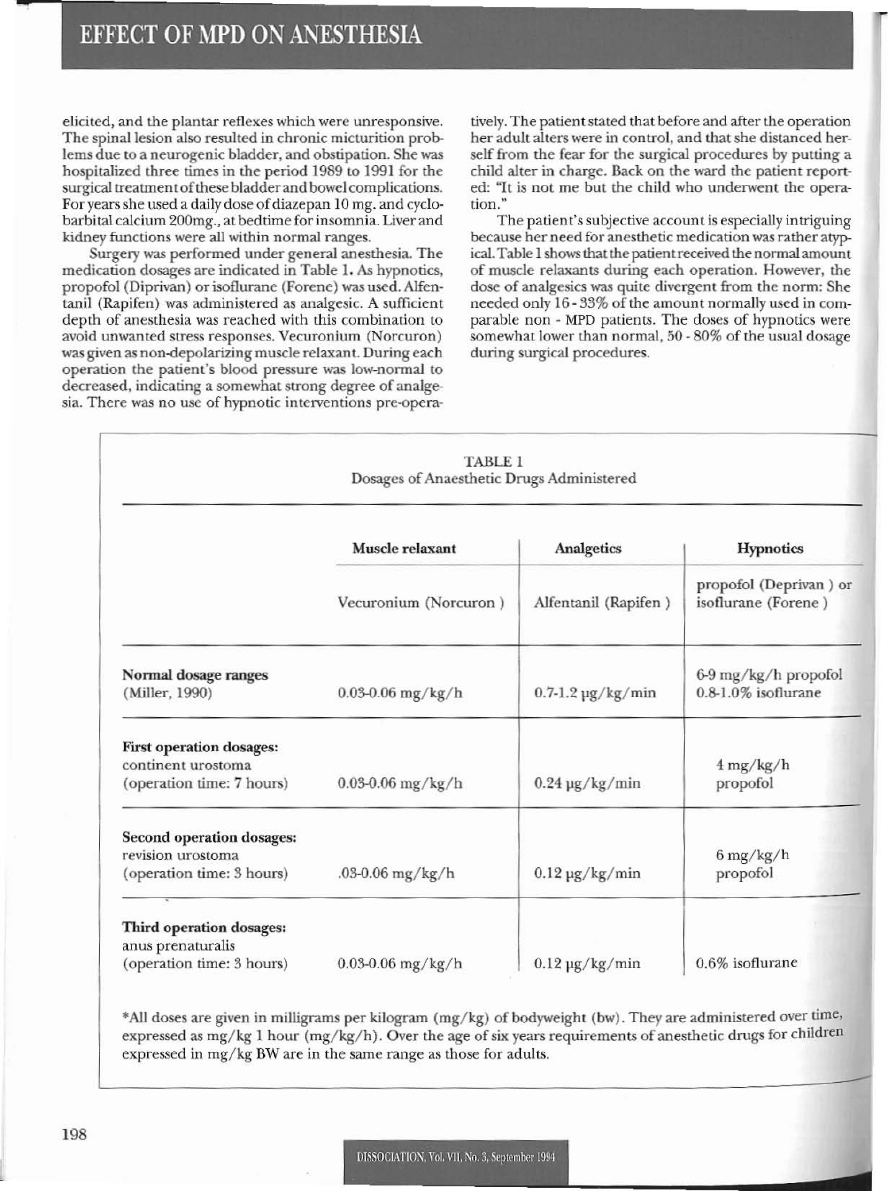elicited, and the plantar reflexes which were unresponsive. The spinal lesion also resulted in chronic micturition problems due to a neurogenic bladder, and obstipation. She was hospitalized three times in the period 1989 to 1991 for the surgical treatment of these bladder and bowel complications. For years she used a daily dose of diazepan 10 mg. and cyclobarbital calcium 200mg., at bedtime for insomnia. Liver and kidney functions were all within normal ranges.

Surgery was performed under general anesthesia. The medication dosages are indicated in Table 1. As hypnotics, propofol (Diprivan) or isoflurane (Forene) was used. Alfentanil (Rapifen) was administered as analgesic. A sufficient depth of anesthesia was reached with this combination to avoid unwanted stress responses. Vecuronium (Norcuron) was given as non-depolarizing muscle relaxant. During each operation the patient's blood pressure was low-normal to decreased, indicating a somewhat strong degree of analgesia. There was no use of hypnotic interventions pre-operatively. The patient stated that before and after the operation her adult alters were in control, and that she distanced herself from the fear for the surgical procedures by putting a child alter in charge. Back on the ward the patient reported: "It is not me but the child who underwent the operation."

The patient's subjective account is especially intriguing because her need for anesthetic medication was rather atypical. Table 1 shows that the patient received the normal amount of muscle relaxants during each operation. However, the dose of analgesics was quite divergent from the norm: She needed only 16 - 33% of the amount normally used in comparable non - MPD patients. The doses of hypnotics were somewhat lower than normal, 50 - 80% of the usual dosage during surgical procedures.

TABLE 1
Dosages of Anaesthetic Drugs Administered

| | Muscle relaxant | Analgetics | Hypnotics |
|---|---|---|---|
| | Vecuronium (Norcuron) | Alfentanil (Rapifen) | propofol (Deprivan) or isoflurane (Forene) |
| **Normal dosage ranges** (Miller, 1990) | 0.03-0.06 mg/kg/h | 0.7-1.2 µg/kg/min | 6-9 mg/kg/h propofol 0.8-1.0% isoflurane |
| **First operation dosages:** continent urostoma (operation time: 7 hours) | 0.03-0.06 mg/kg/h | 0.24 µg/kg/min | 4 mg/kg/h propofol |
| **Second operation dosages:** revision urostoma (operation time: 3 hours) | .03-0.06 mg/kg/h | 0.12 µg/kg/min | 6 mg/kg/h propofol |
| **Third operation dosages:** anus prenaturalis (operation time: 3 hours) | 0.03-0.06 mg/kg/h | 0.12 µg/kg/min | 0.6% isoflurane |

*All doses are given in milligrams per kilogram (mg/kg) of bodyweight (bw). They are administered over time, expressed as mg/kg 1 hour (mg/kg/h). Over the age of six years requirements of anesthetic drugs for children expressed in mg/kg BW are in the same range as those for adults.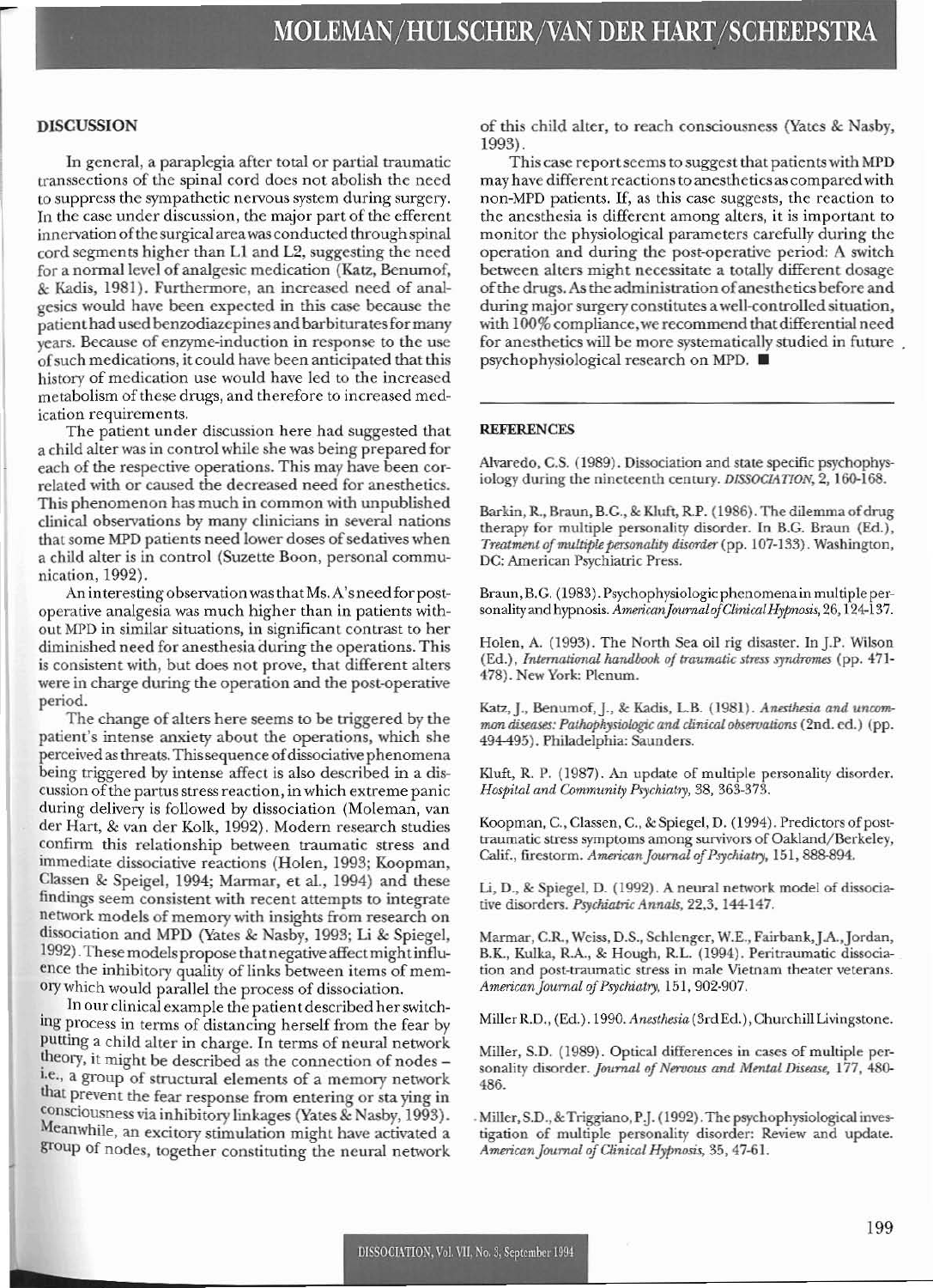## DISCUSSION

In general, a paraplegia after total or partial traumatic transsections of the spinal cord does not abolish the need to suppress the sympathetic nervous system during surgery. In the case under discussion, the major part of the efferent innervation of the surgical area was conducted through spinal cord segments higher than L1 and L2, suggesting the need for a normal level of analgesic medication (Katz, Benumof, & Kadis, 1981). Furthermore, an increased need of analgesics would have been expected in this case because the patient had used benzodiazepines and barbiturates for many years. Because of enzyme-induction in response to the use of such medications, it could have been anticipated that this history of medication use would have led to the increased metabolism of these drugs, and therefore to increased medication requirements.

The patient under discussion here had suggested that a child alter was in control while she was being prepared for each of the respective operations. This may have been correlated with or caused the decreased need for anesthetics. This phenomenon has much in common with unpublished clinical observations by many clinicians in several nations that some MPD patients need lower doses of sedatives when a child alter is in control (Suzette Boon, personal communication, 1992).

An interesting observation was that Ms. A's need for post-operative analgesia was much higher than in patients without MPD in similar situations, in significant contrast to her diminished need for anesthesia during the operations. This is consistent with, but does not prove, that different alters were in charge during the operation and the post-operative period.

The change of alters here seems to be triggered by the patient's intense anxiety about the operations, which she perceived as threats. This sequence of dissociative phenomena being triggered by intense affect is also described in a discussion of the partus stress reaction, in which extreme panic during delivery is followed by dissociation (Moleman, van der Hart, & van der Kolk, 1992). Modern research studies confirm this relationship between traumatic stress and immediate dissociative reactions (Holen, 1993; Koopman, Classen & Speigel, 1994; Marmar, et al., 1994) and these findings seem consistent with recent attempts to integrate network models of memory with insights from research on dissociation and MPD (Yates & Nasby, 1993; Li & Spiegel, 1992). These models propose that negative affect might influence the inhibitory quality of links between items of memory which would parallel the process of dissociation.

In our clinical example the patient described her switching process in terms of distancing herself from the fear by putting a child alter in charge. In terms of neural network theory, it might be described as the connection of nodes – i.e., a group of structural elements of a memory network that prevent the fear response from entering or sta ying in consciousness via inhibitory linkages (Yates & Nasby, 1993). Meanwhile, an excitory stimulation might have activated a group of nodes, together constituting the neural network of this child alter, to reach consciousness (Yates & Nasby, 1993).

This case report seems to suggest that patients with MPD may have different reactions to anesthetics as compared with non-MPD patients. If, as this case suggests, the reaction to the anesthesia is different among alters, it is important to monitor the physiological parameters carefully during the operation and during the post-operative period: A switch between alters might necessitate a totally different dosage of the drugs. As the administration of anesthetics before and during major surgery constitutes a well-controlled situation, with 100% compliance, we recommend that differential need for anesthetics will be more systematically studied in future psychophysiological research on MPD. ■

## REFERENCES

Alvaredo, C.S. (1989). Dissociation and state specific psychophysiology during the nineteenth century. *DISSOCIATION*, 2, 160-168.

Barkin, R., Braun, B.G., & Kluft, R.P. (1986). The dilemma of drug therapy for multiple personality disorder. In B.G. Braun (Ed.), *Treatment of multiple personality disorder* (pp. 107-133). Washington, DC: American Psychiatric Press.

Braun, B.G. (1983). Psychophysiologic phenomena in multiple personality and hypnosis. *American Journal of Clinical Hypnosis*, 26, 124-137.

Holen, A. (1993). The North Sea oil rig disaster. In J.P. Wilson (Ed.), *International handbook of traumatic stress syndromes* (pp. 471-478). New York: Plenum.

Katz, J., Benumof, J., & Kadis, L.B. (1981). *Anesthesia and uncommon diseases: Pathophysiologic and clinical observations* (2nd. ed.) (pp. 494-495). Philadelphia: Saunders.

Kluft, R. P. (1987). An update of multiple personality disorder. *Hospital and Community Psychiatry*, 38, 363-373.

Koopman, C., Classen, C., & Spiegel, D. (1994). Predictors of post-traumatic stress symptoms among survivors of Oakland/Berkeley, Calif., firestorm. *American Journal of Psychiatry*, 151, 888-894.

Li, D., & Spiegel, D. (1992). A neural network model of dissociative disorders. *Psychiatric Annals*, 22,3, 144-147.

Marmar, C.R., Weiss, D.S., Schlenger, W.E., Fairbank, J.A., Jordan, B.K., Kulka, R.A., & Hough, R.L. (1994). Peritraumatic dissociation and post-traumatic stress in male Vietnam theater veterans. *American Journal of Psychiatry*, 151, 902-907.

Miller R.D., (Ed.). 1990. *Anesthesia* (3rd Ed.), Churchill Livingstone.

Miller, S.D. (1989). Optical differences in cases of multiple personality disorder. *Journal of Nervous and Mental Disease*, 177, 480-486.

Miller, S.D., & Triggiano, P.J. (1992). The psychophysiological investigation of multiple personality disorder: Review and update. *American Journal of Clinical Hypnosis*, 35, 47-61.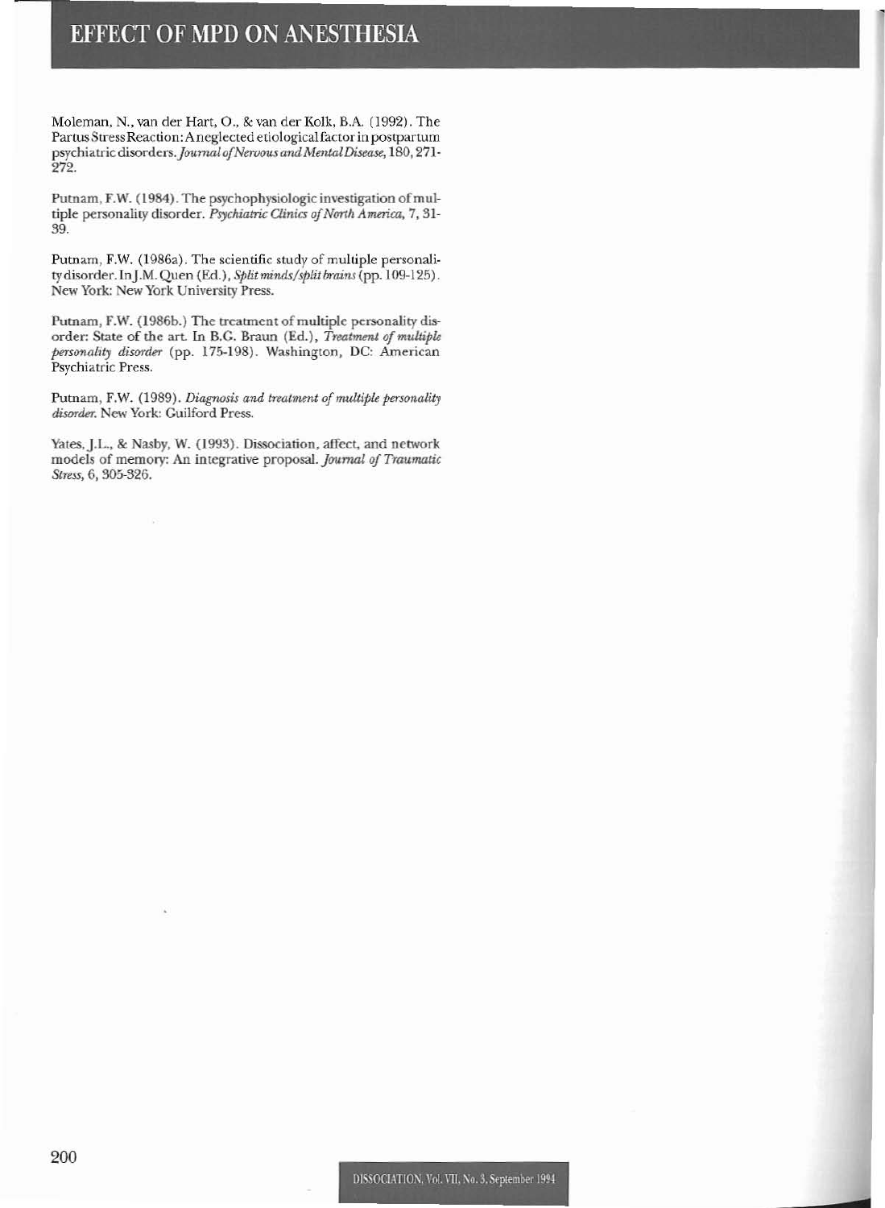Moleman, N., van der Hart, O., & van der Kolk, B.A. (1992). The Partus Stress Reaction: A neglected etiological factor in postpartum psychiatric disorders. *Journal of Nervous and Mental Disease*, 180, 271-272.

Putnam, F.W. (1984). The psychophysiologic investigation of multiple personality disorder. *Psychiatric Clinics of North America*, 7, 31-39.

Putnam, F.W. (1986a). The scientific study of multiple personality disorder. In J.M. Quen (Ed.), *Split minds/split brains* (pp. 109-125). New York: New York University Press.

Putnam, F.W. (1986b.) The treatment of multiple personality disorder: State of the art. In B.G. Braun (Ed.), *Treatment of multiple personality disorder* (pp. 175-198). Washington, DC: American Psychiatric Press.

Putnam, F.W. (1989). *Diagnosis and treatment of multiple personality disorder.* New York: Guilford Press.

Yates, J.L., & Nasby, W. (1993). Dissociation, affect, and network models of memory: An integrative proposal. *Journal of Traumatic Stress*, 6, 305-326.